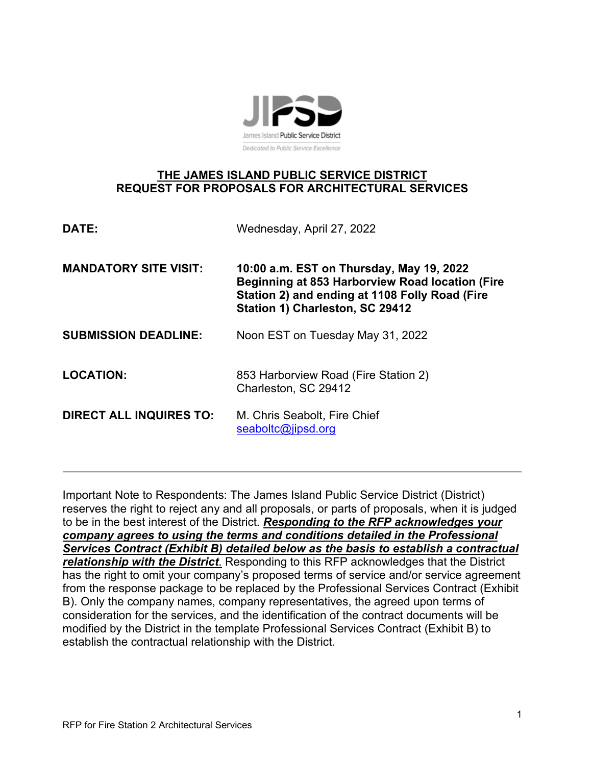JIPSD

James Island Public Service District

*Dedicated to Public Service Excellence*

# THE JAMES ISLAND PUBLIC SERVICE DISTRICT REQUEST FOR PROPOSALS FOR ARCHITECTURAL SERVICES

**DATE:** Wednesday, April 27, 2022

**MANDATORY SITE VISIT:** **10:00 a.m. EST on Thursday, May 19, 2022 Beginning at 853 Harborview Road location (Fire Station 2) and ending at 1108 Folly Road (Fire Station 1) Charleston, SC 29412**

**SUBMISSION DEADLINE:** Noon EST on Tuesday May 31, 2022

**LOCATION:** 853 Harborview Road (Fire Station 2) Charleston, SC 29412

**DIRECT ALL INQUIRES TO:** M. Chris Seabolt, Fire Chief seaboltc@jipsd.org

---

Important Note to Respondents: The James Island Public Service District (District) reserves the right to reject any and all proposals, or parts of proposals, when it is judged to be in the best interest of the District. ***Responding to the RFP acknowledges your company agrees to using the terms and conditions detailed in the Professional Services Contract (Exhibit B) detailed below as the basis to establish a contractual relationship with the District.*** Responding to this RFP acknowledges that the District has the right to omit your company's proposed terms of service and/or service agreement from the response package to be replaced by the Professional Services Contract (Exhibit B). Only the company names, company representatives, the agreed upon terms of consideration for the services, and the identification of the contract documents will be modified by the District in the template Professional Services Contract (Exhibit B) to establish the contractual relationship with the District.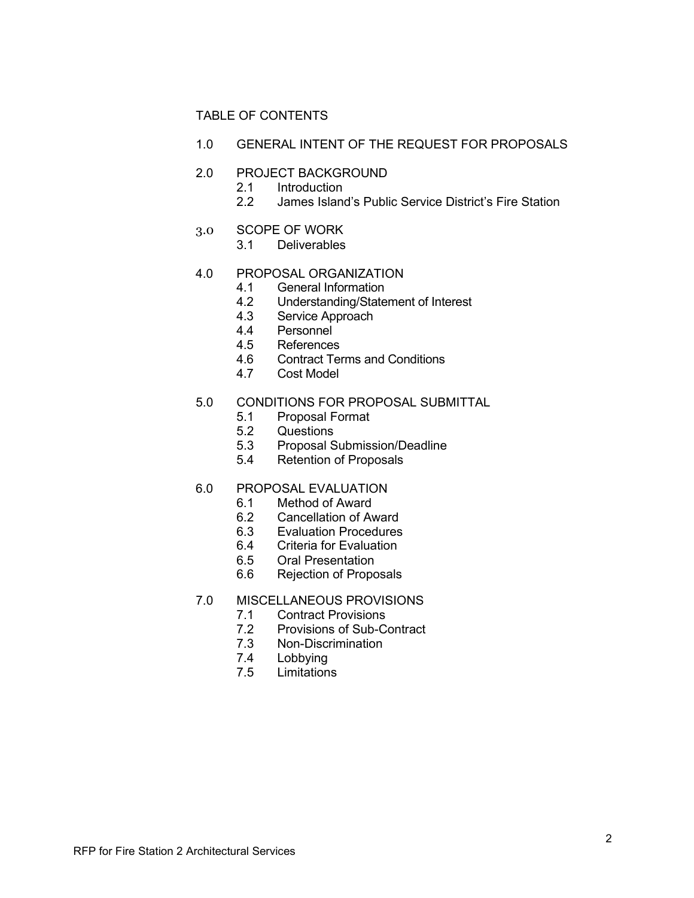TABLE OF CONTENTS

1.0 GENERAL INTENT OF THE REQUEST FOR PROPOSALS

2.0 PROJECT BACKGROUND
- 2.1 Introduction
- 2.2 James Island's Public Service District's Fire Station

3.0 SCOPE OF WORK
- 3.1 Deliverables

4.0 PROPOSAL ORGANIZATION
- 4.1 General Information
- 4.2 Understanding/Statement of Interest
- 4.3 Service Approach
- 4.4 Personnel
- 4.5 References
- 4.6 Contract Terms and Conditions
- 4.7 Cost Model

5.0 CONDITIONS FOR PROPOSAL SUBMITTAL
- 5.1 Proposal Format
- 5.2 Questions
- 5.3 Proposal Submission/Deadline
- 5.4 Retention of Proposals

6.0 PROPOSAL EVALUATION
- 6.1 Method of Award
- 6.2 Cancellation of Award
- 6.3 Evaluation Procedures
- 6.4 Criteria for Evaluation
- 6.5 Oral Presentation
- 6.6 Rejection of Proposals

7.0 MISCELLANEOUS PROVISIONS
- 7.1 Contract Provisions
- 7.2 Provisions of Sub-Contract
- 7.3 Non-Discrimination
- 7.4 Lobbying
- 7.5 Limitations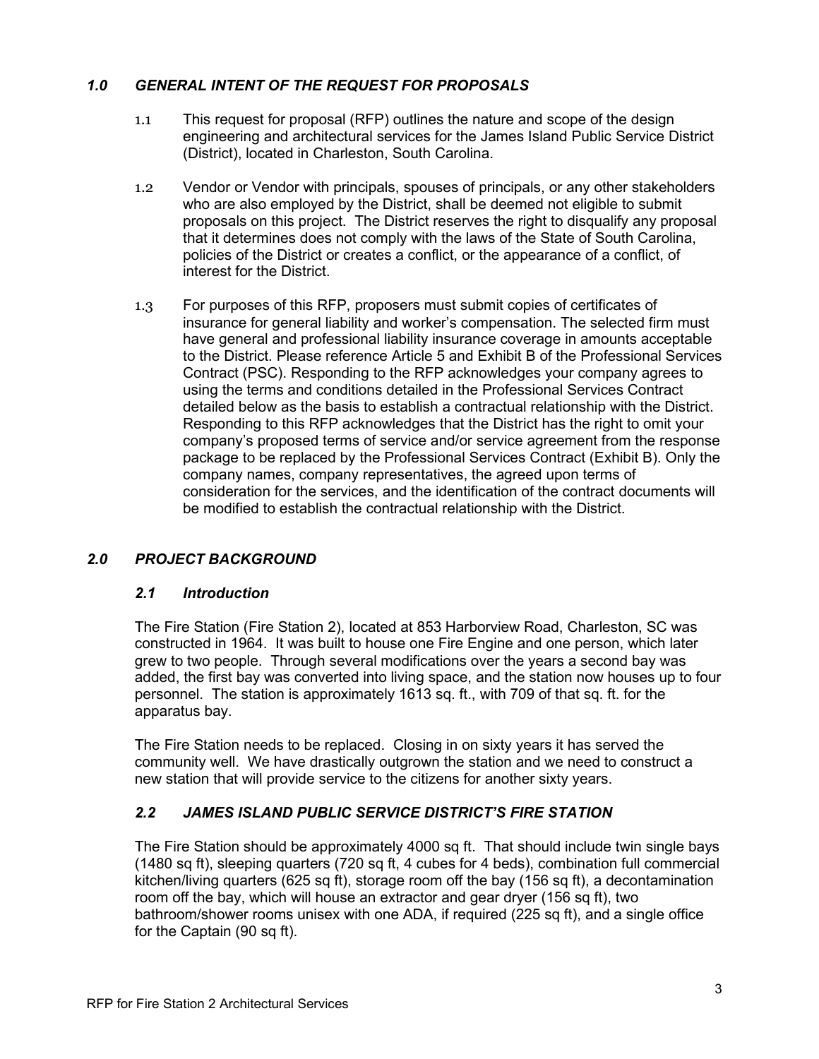## *1.0 GENERAL INTENT OF THE REQUEST FOR PROPOSALS*

1.1 This request for proposal (RFP) outlines the nature and scope of the design engineering and architectural services for the James Island Public Service District (District), located in Charleston, South Carolina.

1.2 Vendor or Vendor with principals, spouses of principals, or any other stakeholders who are also employed by the District, shall be deemed not eligible to submit proposals on this project. The District reserves the right to disqualify any proposal that it determines does not comply with the laws of the State of South Carolina, policies of the District or creates a conflict, or the appearance of a conflict, of interest for the District.

1.3 For purposes of this RFP, proposers must submit copies of certificates of insurance for general liability and worker's compensation. The selected firm must have general and professional liability insurance coverage in amounts acceptable to the District. Please reference Article 5 and Exhibit B of the Professional Services Contract (PSC). Responding to the RFP acknowledges your company agrees to using the terms and conditions detailed in the Professional Services Contract detailed below as the basis to establish a contractual relationship with the District. Responding to this RFP acknowledges that the District has the right to omit your company's proposed terms of service and/or service agreement from the response package to be replaced by the Professional Services Contract (Exhibit B). Only the company names, company representatives, the agreed upon terms of consideration for the services, and the identification of the contract documents will be modified to establish the contractual relationship with the District.

## *2.0 PROJECT BACKGROUND*

### *2.1 Introduction*

The Fire Station (Fire Station 2), located at 853 Harborview Road, Charleston, SC was constructed in 1964. It was built to house one Fire Engine and one person, which later grew to two people. Through several modifications over the years a second bay was added, the first bay was converted into living space, and the station now houses up to four personnel. The station is approximately 1613 sq. ft., with 709 of that sq. ft. for the apparatus bay.

The Fire Station needs to be replaced. Closing in on sixty years it has served the community well. We have drastically outgrown the station and we need to construct a new station that will provide service to the citizens for another sixty years.

### *2.2 JAMES ISLAND PUBLIC SERVICE DISTRICT'S FIRE STATION*

The Fire Station should be approximately 4000 sq ft. That should include twin single bays (1480 sq ft), sleeping quarters (720 sq ft, 4 cubes for 4 beds), combination full commercial kitchen/living quarters (625 sq ft), storage room off the bay (156 sq ft), a decontamination room off the bay, which will house an extractor and gear dryer (156 sq ft), two bathroom/shower rooms unisex with one ADA, if required (225 sq ft), and a single office for the Captain (90 sq ft).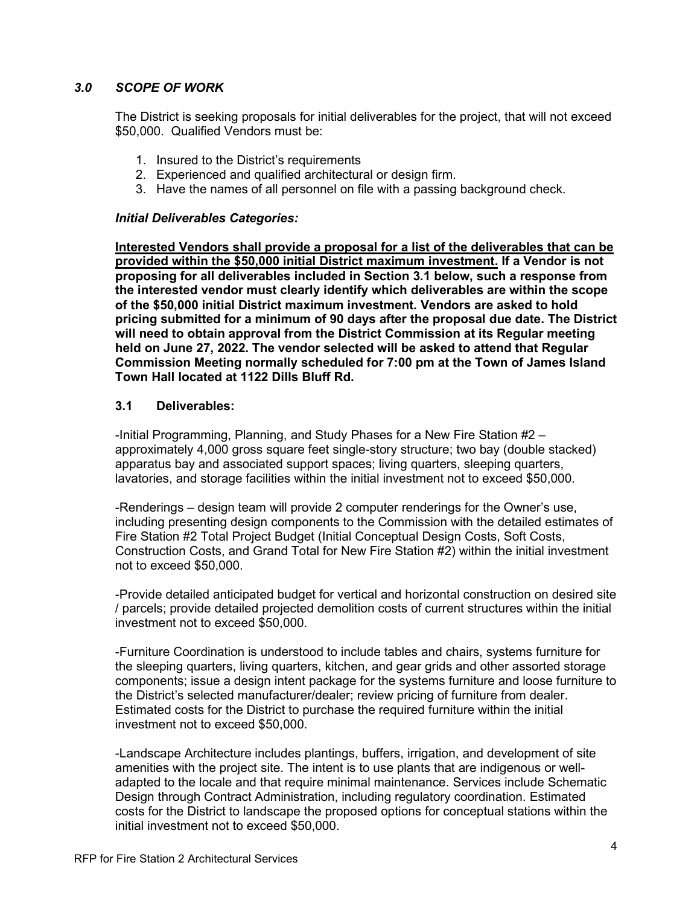## *3.0 SCOPE OF WORK*

The District is seeking proposals for initial deliverables for the project, that will not exceed $50,000. Qualified Vendors must be:

1. Insured to the District's requirements
2. Experienced and qualified architectural or design firm.
3. Have the names of all personnel on file with a passing background check.

### *Initial Deliverables Categories:*

**Interested Vendors shall provide a proposal for a list of the deliverables that can be provided within the $50,000 initial District maximum investment. If a Vendor is not proposing for all deliverables included in Section 3.1 below, such a response from the interested vendor must clearly identify which deliverables are within the scope of the $50,000 initial District maximum investment. Vendors are asked to hold pricing submitted for a minimum of 90 days after the proposal due date. The District will need to obtain approval from the District Commission at its Regular meeting held on June 27, 2022. The vendor selected will be asked to attend that Regular Commission Meeting normally scheduled for 7:00 pm at the Town of James Island Town Hall located at 1122 Dills Bluff Rd.**

### 3.1 Deliverables:

-Initial Programming, Planning, and Study Phases for a New Fire Station #2 – approximately 4,000 gross square feet single-story structure; two bay (double stacked) apparatus bay and associated support spaces; living quarters, sleeping quarters, lavatories, and storage facilities within the initial investment not to exceed $50,000.

-Renderings – design team will provide 2 computer renderings for the Owner's use, including presenting design components to the Commission with the detailed estimates of Fire Station #2 Total Project Budget (Initial Conceptual Design Costs, Soft Costs, Construction Costs, and Grand Total for New Fire Station #2) within the initial investment not to exceed $50,000.

-Provide detailed anticipated budget for vertical and horizontal construction on desired site / parcels; provide detailed projected demolition costs of current structures within the initial investment not to exceed $50,000.

-Furniture Coordination is understood to include tables and chairs, systems furniture for the sleeping quarters, living quarters, kitchen, and gear grids and other assorted storage components; issue a design intent package for the systems furniture and loose furniture to the District's selected manufacturer/dealer; review pricing of furniture from dealer. Estimated costs for the District to purchase the required furniture within the initial investment not to exceed $50,000.

-Landscape Architecture includes plantings, buffers, irrigation, and development of site amenities with the project site. The intent is to use plants that are indigenous or well-adapted to the locale and that require minimal maintenance. Services include Schematic Design through Contract Administration, including regulatory coordination. Estimated costs for the District to landscape the proposed options for conceptual stations within the initial investment not to exceed $50,000.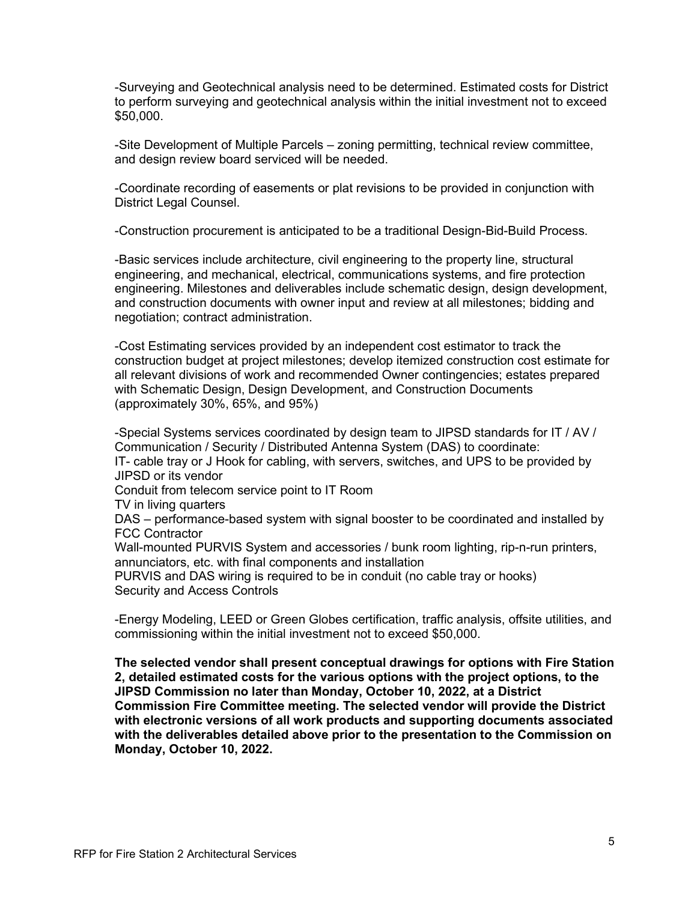-Surveying and Geotechnical analysis need to be determined. Estimated costs for District to perform surveying and geotechnical analysis within the initial investment not to exceed $50,000.

-Site Development of Multiple Parcels – zoning permitting, technical review committee, and design review board serviced will be needed.

-Coordinate recording of easements or plat revisions to be provided in conjunction with District Legal Counsel.

-Construction procurement is anticipated to be a traditional Design-Bid-Build Process.

-Basic services include architecture, civil engineering to the property line, structural engineering, and mechanical, electrical, communications systems, and fire protection engineering. Milestones and deliverables include schematic design, design development, and construction documents with owner input and review at all milestones; bidding and negotiation; contract administration.

-Cost Estimating services provided by an independent cost estimator to track the construction budget at project milestones; develop itemized construction cost estimate for all relevant divisions of work and recommended Owner contingencies; estates prepared with Schematic Design, Design Development, and Construction Documents (approximately 30%, 65%, and 95%)

-Special Systems services coordinated by design team to JIPSD standards for IT / AV / Communication / Security / Distributed Antenna System (DAS) to coordinate:
IT- cable tray or J Hook for cabling, with servers, switches, and UPS to be provided by JIPSD or its vendor
Conduit from telecom service point to IT Room
TV in living quarters
DAS – performance-based system with signal booster to be coordinated and installed by FCC Contractor
Wall-mounted PURVIS System and accessories / bunk room lighting, rip-n-run printers, annunciators, etc. with final components and installation
PURVIS and DAS wiring is required to be in conduit (no cable tray or hooks)
Security and Access Controls

-Energy Modeling, LEED or Green Globes certification, traffic analysis, offsite utilities, and commissioning within the initial investment not to exceed $50,000.

**The selected vendor shall present conceptual drawings for options with Fire Station 2, detailed estimated costs for the various options with the project options, to the JIPSD Commission no later than Monday, October 10, 2022, at a District Commission Fire Committee meeting. The selected vendor will provide the District with electronic versions of all work products and supporting documents associated with the deliverables detailed above prior to the presentation to the Commission on Monday, October 10, 2022.**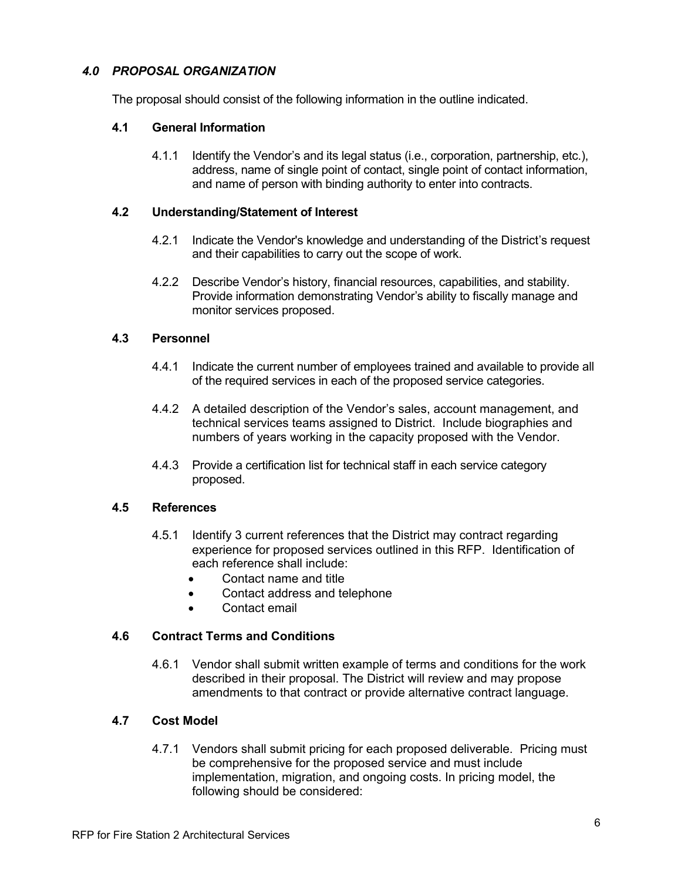## *4.0 PROPOSAL ORGANIZATION*

The proposal should consist of the following information in the outline indicated.

### 4.1 General Information

4.1.1 Identify the Vendor's and its legal status (i.e., corporation, partnership, etc.), address, name of single point of contact, single point of contact information, and name of person with binding authority to enter into contracts.

### 4.2 Understanding/Statement of Interest

4.2.1 Indicate the Vendor's knowledge and understanding of the District's request and their capabilities to carry out the scope of work.

4.2.2 Describe Vendor's history, financial resources, capabilities, and stability. Provide information demonstrating Vendor's ability to fiscally manage and monitor services proposed.

### 4.3 Personnel

4.4.1 Indicate the current number of employees trained and available to provide all of the required services in each of the proposed service categories.

4.4.2 A detailed description of the Vendor's sales, account management, and technical services teams assigned to District. Include biographies and numbers of years working in the capacity proposed with the Vendor.

4.4.3 Provide a certification list for technical staff in each service category proposed.

### 4.5 References

4.5.1 Identify 3 current references that the District may contract regarding experience for proposed services outlined in this RFP. Identification of each reference shall include:

- Contact name and title
- Contact address and telephone
- Contact email

### 4.6 Contract Terms and Conditions

4.6.1 Vendor shall submit written example of terms and conditions for the work described in their proposal. The District will review and may propose amendments to that contract or provide alternative contract language.

### 4.7 Cost Model

4.7.1 Vendors shall submit pricing for each proposed deliverable. Pricing must be comprehensive for the proposed service and must include implementation, migration, and ongoing costs. In pricing model, the following should be considered: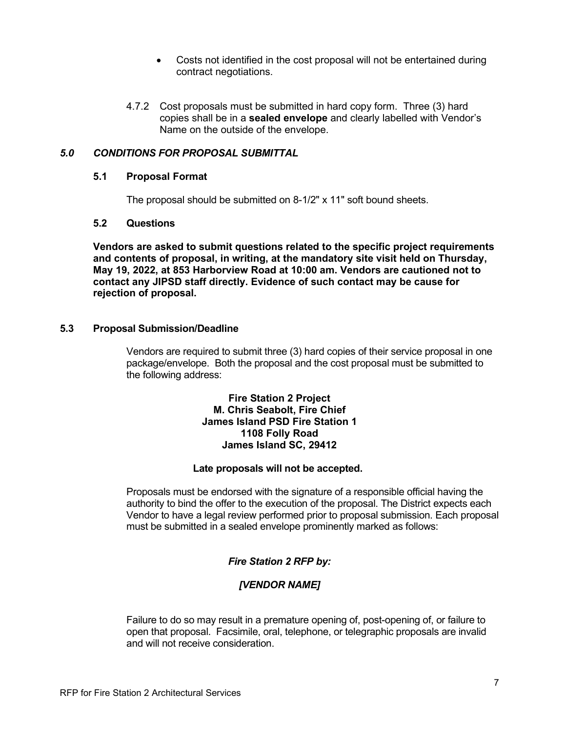- Costs not identified in the cost proposal will not be entertained during contract negotiations.

4.7.2 Cost proposals must be submitted in hard copy form. Three (3) hard copies shall be in a **sealed envelope** and clearly labelled with Vendor's Name on the outside of the envelope.

## *5.0 CONDITIONS FOR PROPOSAL SUBMITTAL*

### 5.1 Proposal Format

The proposal should be submitted on 8-1/2" x 11" soft bound sheets.

### 5.2 Questions

**Vendors are asked to submit questions related to the specific project requirements and contents of proposal, in writing, at the mandatory site visit held on Thursday, May 19, 2022, at 853 Harborview Road at 10:00 am. Vendors are cautioned not to contact any JIPSD staff directly. Evidence of such contact may be cause for rejection of proposal.**

### 5.3 Proposal Submission/Deadline

Vendors are required to submit three (3) hard copies of their service proposal in one package/envelope. Both the proposal and the cost proposal must be submitted to the following address:

**Fire Station 2 Project**
**M. Chris Seabolt, Fire Chief**
**James Island PSD Fire Station 1**
**1108 Folly Road**
**James Island SC, 29412**

**Late proposals will not be accepted.**

Proposals must be endorsed with the signature of a responsible official having the authority to bind the offer to the execution of the proposal. The District expects each Vendor to have a legal review performed prior to proposal submission. Each proposal must be submitted in a sealed envelope prominently marked as follows:

***Fire Station 2 RFP by:***

***[VENDOR NAME]***

Failure to do so may result in a premature opening of, post-opening of, or failure to open that proposal. Facsimile, oral, telephone, or telegraphic proposals are invalid and will not receive consideration.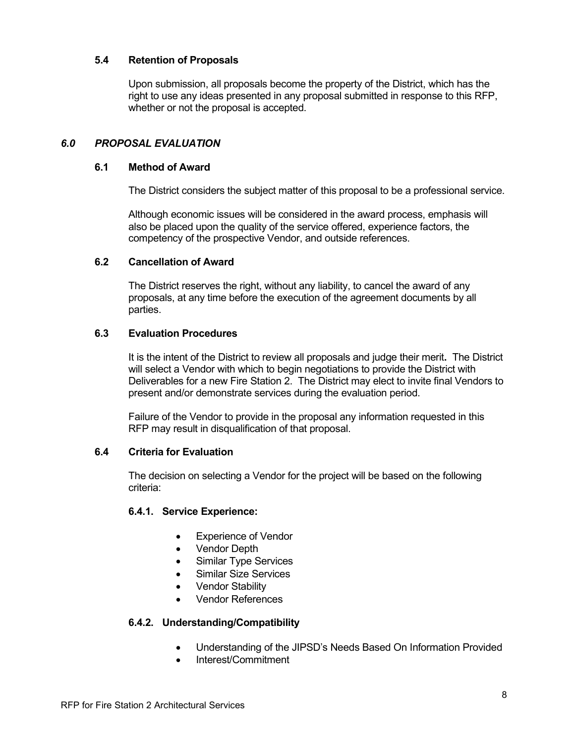### 5.4 Retention of Proposals

Upon submission, all proposals become the property of the District, which has the right to use any ideas presented in any proposal submitted in response to this RFP, whether or not the proposal is accepted.

## *6.0 PROPOSAL EVALUATION*

### 6.1 Method of Award

The District considers the subject matter of this proposal to be a professional service.

Although economic issues will be considered in the award process, emphasis will also be placed upon the quality of the service offered, experience factors, the competency of the prospective Vendor, and outside references.

### 6.2 Cancellation of Award

The District reserves the right, without any liability, to cancel the award of any proposals, at any time before the execution of the agreement documents by all parties.

### 6.3 Evaluation Procedures

It is the intent of the District to review all proposals and judge their merit**.** The District will select a Vendor with which to begin negotiations to provide the District with Deliverables for a new Fire Station 2. The District may elect to invite final Vendors to present and/or demonstrate services during the evaluation period.

Failure of the Vendor to provide in the proposal any information requested in this RFP may result in disqualification of that proposal.

### 6.4 Criteria for Evaluation

The decision on selecting a Vendor for the project will be based on the following criteria:

#### 6.4.1. Service Experience:

- Experience of Vendor
- Vendor Depth
- Similar Type Services
- Similar Size Services
- Vendor Stability
- Vendor References

#### 6.4.2. Understanding/Compatibility

- Understanding of the JIPSD's Needs Based On Information Provided
- Interest/Commitment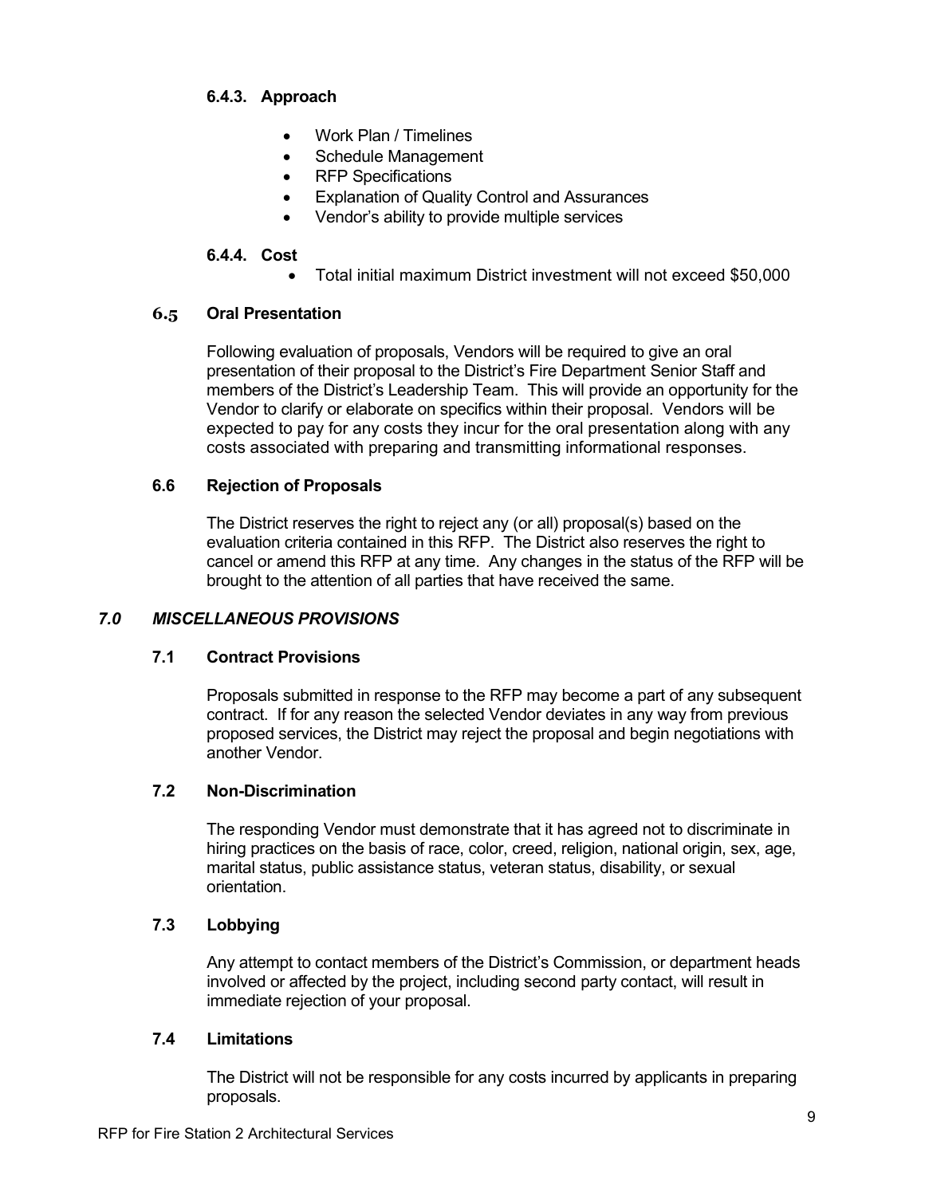#### 6.4.3. Approach

- Work Plan / Timelines
- Schedule Management
- RFP Specifications
- Explanation of Quality Control and Assurances
- Vendor's ability to provide multiple services

#### 6.4.4. Cost

- Total initial maximum District investment will not exceed $50,000

### 6.5 Oral Presentation

Following evaluation of proposals, Vendors will be required to give an oral presentation of their proposal to the District's Fire Department Senior Staff and members of the District's Leadership Team. This will provide an opportunity for the Vendor to clarify or elaborate on specifics within their proposal. Vendors will be expected to pay for any costs they incur for the oral presentation along with any costs associated with preparing and transmitting informational responses.

### 6.6 Rejection of Proposals

The District reserves the right to reject any (or all) proposal(s) based on the evaluation criteria contained in this RFP. The District also reserves the right to cancel or amend this RFP at any time. Any changes in the status of the RFP will be brought to the attention of all parties that have received the same.

## *7.0 MISCELLANEOUS PROVISIONS*

### 7.1 Contract Provisions

Proposals submitted in response to the RFP may become a part of any subsequent contract. If for any reason the selected Vendor deviates in any way from previous proposed services, the District may reject the proposal and begin negotiations with another Vendor.

### 7.2 Non-Discrimination

The responding Vendor must demonstrate that it has agreed not to discriminate in hiring practices on the basis of race, color, creed, religion, national origin, sex, age, marital status, public assistance status, veteran status, disability, or sexual orientation.

### 7.3 Lobbying

Any attempt to contact members of the District's Commission, or department heads involved or affected by the project, including second party contact, will result in immediate rejection of your proposal.

### 7.4 Limitations

The District will not be responsible for any costs incurred by applicants in preparing proposals.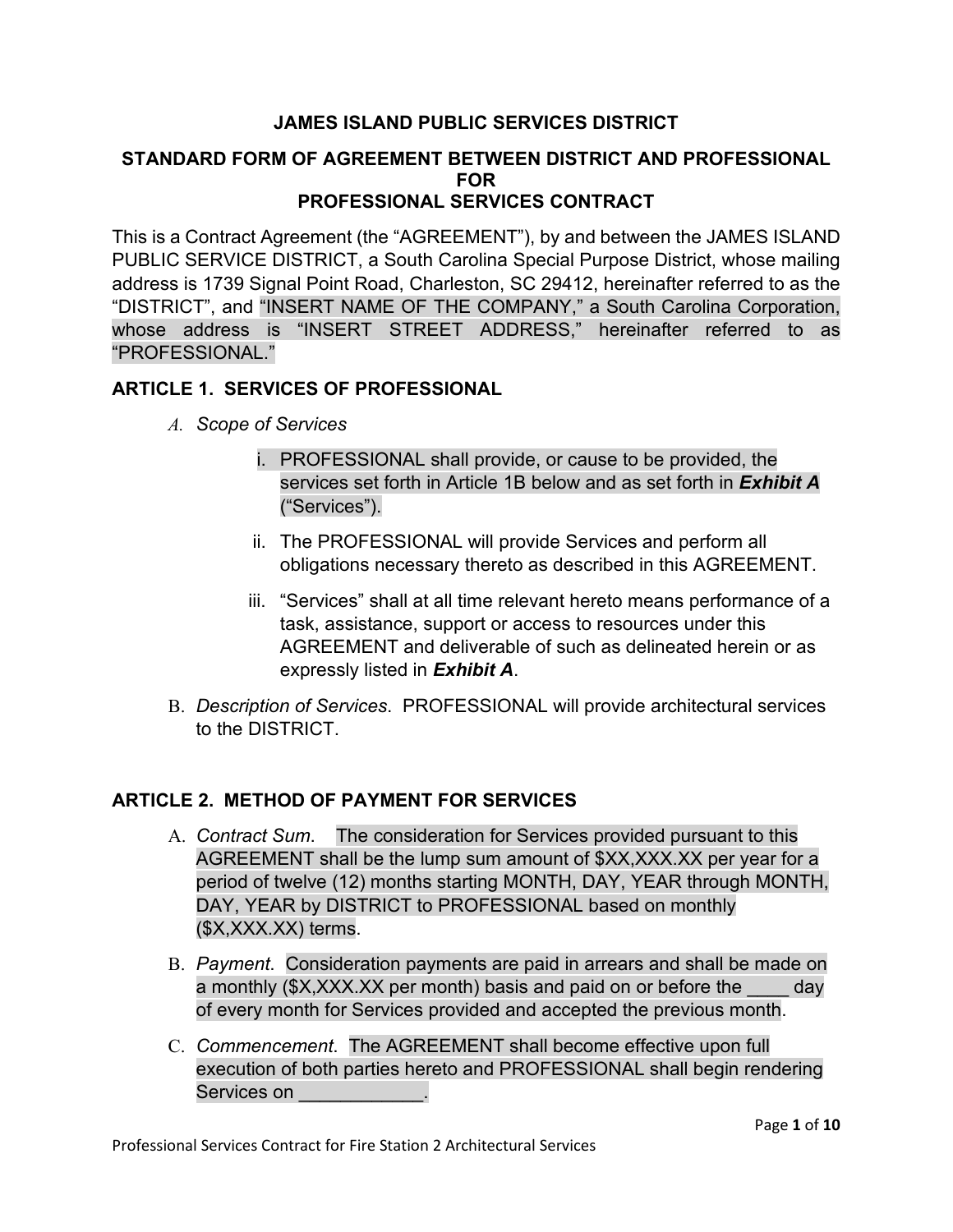**JAMES ISLAND PUBLIC SERVICES DISTRICT**

**STANDARD FORM OF AGREEMENT BETWEEN DISTRICT AND PROFESSIONAL FOR PROFESSIONAL SERVICES CONTRACT**

This is a Contract Agreement (the "AGREEMENT"), by and between the JAMES ISLAND PUBLIC SERVICE DISTRICT, a South Carolina Special Purpose District, whose mailing address is 1739 Signal Point Road, Charleston, SC 29412, hereinafter referred to as the "DISTRICT", and "INSERT NAME OF THE COMPANY," a South Carolina Corporation, whose address is "INSERT STREET ADDRESS," hereinafter referred to as "PROFESSIONAL."

## ARTICLE 1. SERVICES OF PROFESSIONAL

A. *Scope of Services*

   i. PROFESSIONAL shall provide, or cause to be provided, the services set forth in Article 1B below and as set forth in ***Exhibit A*** ("Services").

   ii. The PROFESSIONAL will provide Services and perform all obligations necessary thereto as described in this AGREEMENT.

   iii. "Services" shall at all time relevant hereto means performance of a task, assistance, support or access to resources under this AGREEMENT and deliverable of such as delineated herein or as expressly listed in ***Exhibit A***.

B. *Description of Services.* PROFESSIONAL will provide architectural services to the DISTRICT.

## ARTICLE 2. METHOD OF PAYMENT FOR SERVICES

A. *Contract Sum.* The consideration for Services provided pursuant to this AGREEMENT shall be the lump sum amount of $XX,XXX.XX per year for a period of twelve (12) months starting MONTH, DAY, YEAR through MONTH, DAY, YEAR by DISTRICT to PROFESSIONAL based on monthly ($X,XXX.XX) terms.

B. *Payment.* Consideration payments are paid in arrears and shall be made on a monthly ($X,XXX.XX per month) basis and paid on or before the ____ day of every month for Services provided and accepted the previous month.

C. *Commencement.* The AGREEMENT shall become effective upon full execution of both parties hereto and PROFESSIONAL shall begin rendering Services on ____________.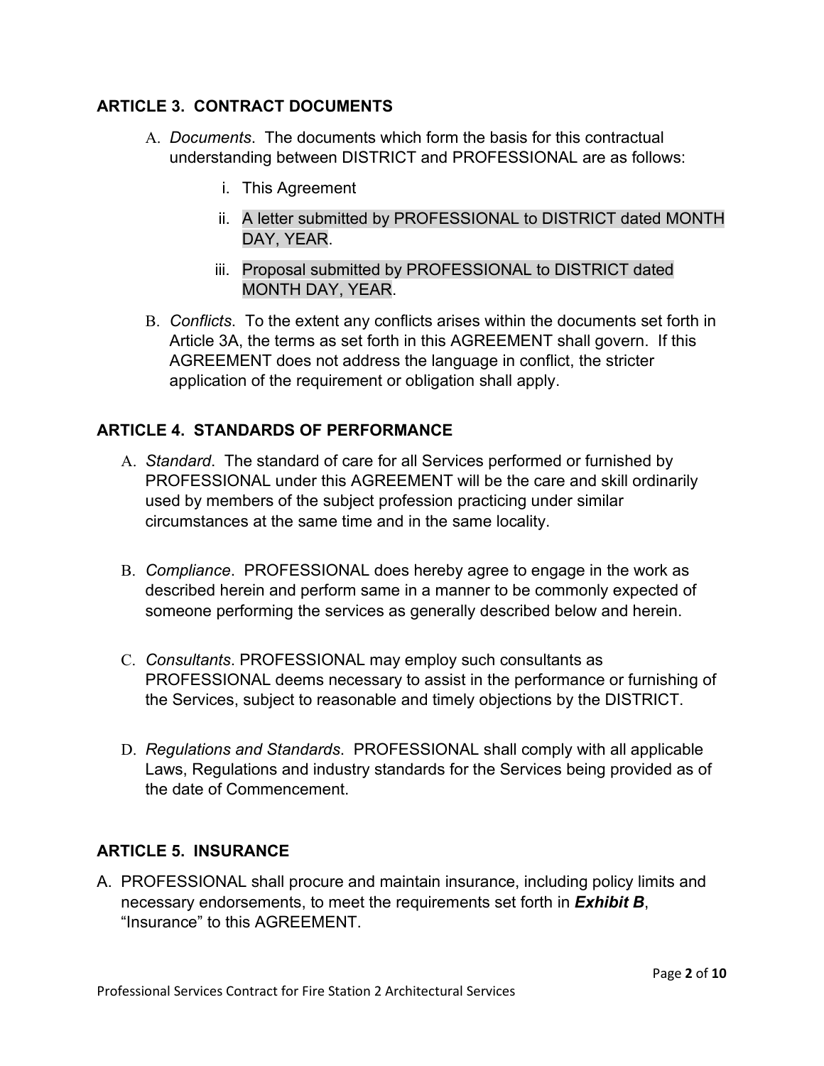## ARTICLE 3. CONTRACT DOCUMENTS

A. *Documents*. The documents which form the basis for this contractual understanding between DISTRICT and PROFESSIONAL are as follows:

   i. This Agreement

   ii. A letter submitted by PROFESSIONAL to DISTRICT dated MONTH DAY, YEAR.

   iii. Proposal submitted by PROFESSIONAL to DISTRICT dated MONTH DAY, YEAR.

B. *Conflicts*. To the extent any conflicts arises within the documents set forth in Article 3A, the terms as set forth in this AGREEMENT shall govern. If this AGREEMENT does not address the language in conflict, the stricter application of the requirement or obligation shall apply.

## ARTICLE 4. STANDARDS OF PERFORMANCE

A. *Standard*. The standard of care for all Services performed or furnished by PROFESSIONAL under this AGREEMENT will be the care and skill ordinarily used by members of the subject profession practicing under similar circumstances at the same time and in the same locality.

B. *Compliance*. PROFESSIONAL does hereby agree to engage in the work as described herein and perform same in a manner to be commonly expected of someone performing the services as generally described below and herein.

C. *Consultants*. PROFESSIONAL may employ such consultants as PROFESSIONAL deems necessary to assist in the performance or furnishing of the Services, subject to reasonable and timely objections by the DISTRICT.

D. *Regulations and Standards*. PROFESSIONAL shall comply with all applicable Laws, Regulations and industry standards for the Services being provided as of the date of Commencement.

## ARTICLE 5. INSURANCE

A. PROFESSIONAL shall procure and maintain insurance, including policy limits and necessary endorsements, to meet the requirements set forth in ***Exhibit B***, "Insurance" to this AGREEMENT.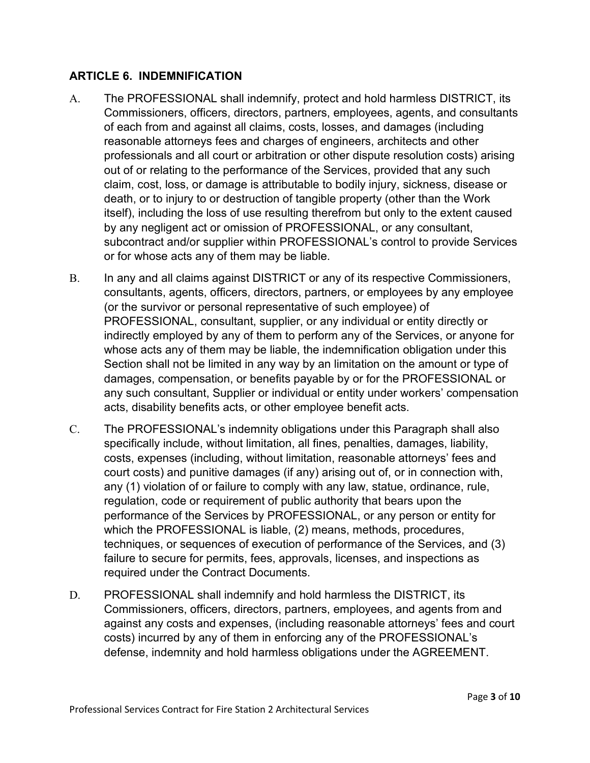## ARTICLE 6. INDEMNIFICATION

A. The PROFESSIONAL shall indemnify, protect and hold harmless DISTRICT, its Commissioners, officers, directors, partners, employees, agents, and consultants of each from and against all claims, costs, losses, and damages (including reasonable attorneys fees and charges of engineers, architects and other professionals and all court or arbitration or other dispute resolution costs) arising out of or relating to the performance of the Services, provided that any such claim, cost, loss, or damage is attributable to bodily injury, sickness, disease or death, or to injury to or destruction of tangible property (other than the Work itself), including the loss of use resulting therefrom but only to the extent caused by any negligent act or omission of PROFESSIONAL, or any consultant, subcontract and/or supplier within PROFESSIONAL's control to provide Services or for whose acts any of them may be liable.

B. In any and all claims against DISTRICT or any of its respective Commissioners, consultants, agents, officers, directors, partners, or employees by any employee (or the survivor or personal representative of such employee) of PROFESSIONAL, consultant, supplier, or any individual or entity directly or indirectly employed by any of them to perform any of the Services, or anyone for whose acts any of them may be liable, the indemnification obligation under this Section shall not be limited in any way by an limitation on the amount or type of damages, compensation, or benefits payable by or for the PROFESSIONAL or any such consultant, Supplier or individual or entity under workers' compensation acts, disability benefits acts, or other employee benefit acts.

C. The PROFESSIONAL's indemnity obligations under this Paragraph shall also specifically include, without limitation, all fines, penalties, damages, liability, costs, expenses (including, without limitation, reasonable attorneys' fees and court costs) and punitive damages (if any) arising out of, or in connection with, any (1) violation of or failure to comply with any law, statue, ordinance, rule, regulation, code or requirement of public authority that bears upon the performance of the Services by PROFESSIONAL, or any person or entity for which the PROFESSIONAL is liable, (2) means, methods, procedures, techniques, or sequences of execution of performance of the Services, and (3) failure to secure for permits, fees, approvals, licenses, and inspections as required under the Contract Documents.

D. PROFESSIONAL shall indemnify and hold harmless the DISTRICT, its Commissioners, officers, directors, partners, employees, and agents from and against any costs and expenses, (including reasonable attorneys' fees and court costs) incurred by any of them in enforcing any of the PROFESSIONAL's defense, indemnity and hold harmless obligations under the AGREEMENT.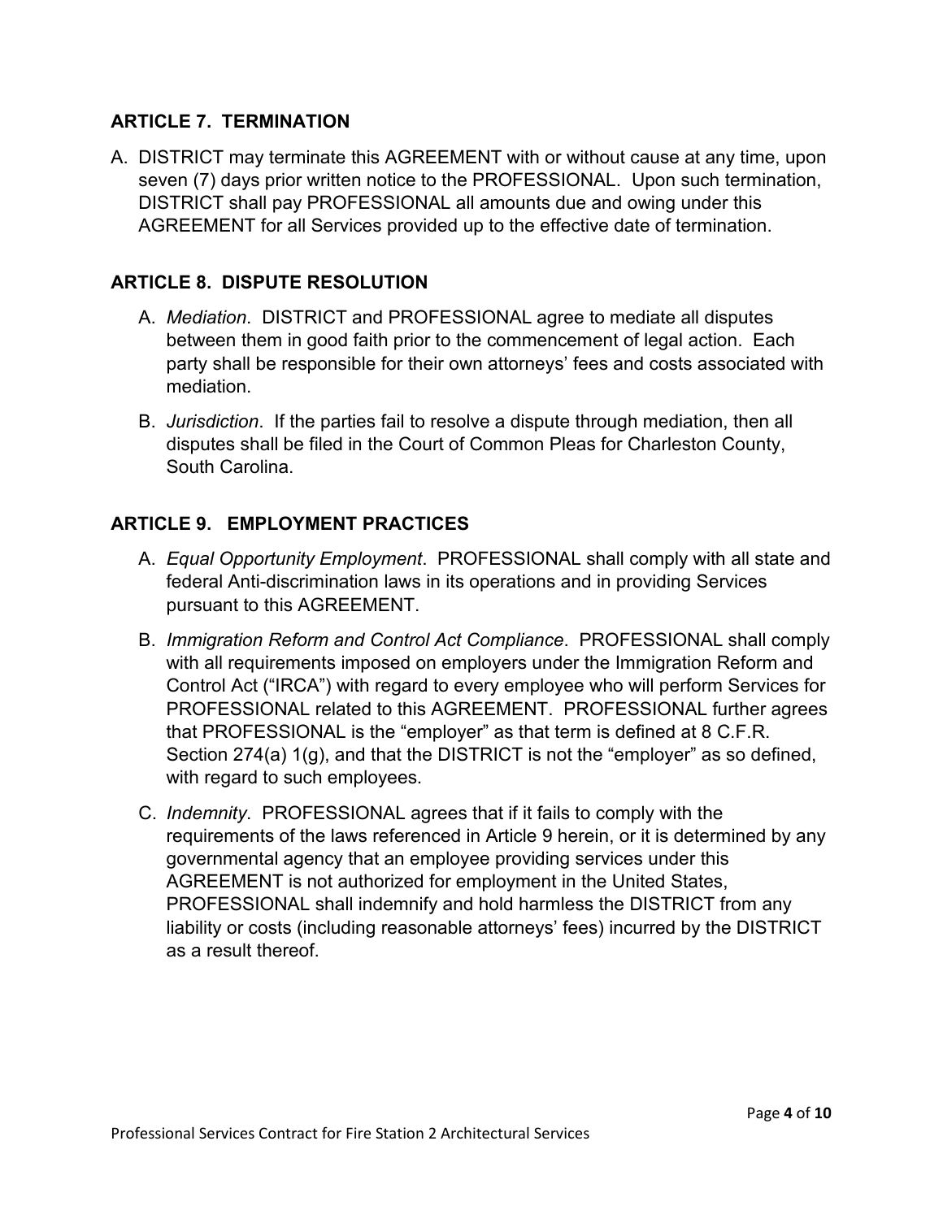## ARTICLE 7. TERMINATION

A. DISTRICT may terminate this AGREEMENT with or without cause at any time, upon seven (7) days prior written notice to the PROFESSIONAL. Upon such termination, DISTRICT shall pay PROFESSIONAL all amounts due and owing under this AGREEMENT for all Services provided up to the effective date of termination.

## ARTICLE 8. DISPUTE RESOLUTION

A. *Mediation*. DISTRICT and PROFESSIONAL agree to mediate all disputes between them in good faith prior to the commencement of legal action. Each party shall be responsible for their own attorneys' fees and costs associated with mediation.

B. *Jurisdiction*. If the parties fail to resolve a dispute through mediation, then all disputes shall be filed in the Court of Common Pleas for Charleston County, South Carolina.

## ARTICLE 9. EMPLOYMENT PRACTICES

A. *Equal Opportunity Employment*. PROFESSIONAL shall comply with all state and federal Anti-discrimination laws in its operations and in providing Services pursuant to this AGREEMENT.

B. *Immigration Reform and Control Act Compliance*. PROFESSIONAL shall comply with all requirements imposed on employers under the Immigration Reform and Control Act ("IRCA") with regard to every employee who will perform Services for PROFESSIONAL related to this AGREEMENT. PROFESSIONAL further agrees that PROFESSIONAL is the "employer" as that term is defined at 8 C.F.R. Section 274(a) 1(g), and that the DISTRICT is not the "employer" as so defined, with regard to such employees.

C. *Indemnity*. PROFESSIONAL agrees that if it fails to comply with the requirements of the laws referenced in Article 9 herein, or it is determined by any governmental agency that an employee providing services under this AGREEMENT is not authorized for employment in the United States, PROFESSIONAL shall indemnify and hold harmless the DISTRICT from any liability or costs (including reasonable attorneys' fees) incurred by the DISTRICT as a result thereof.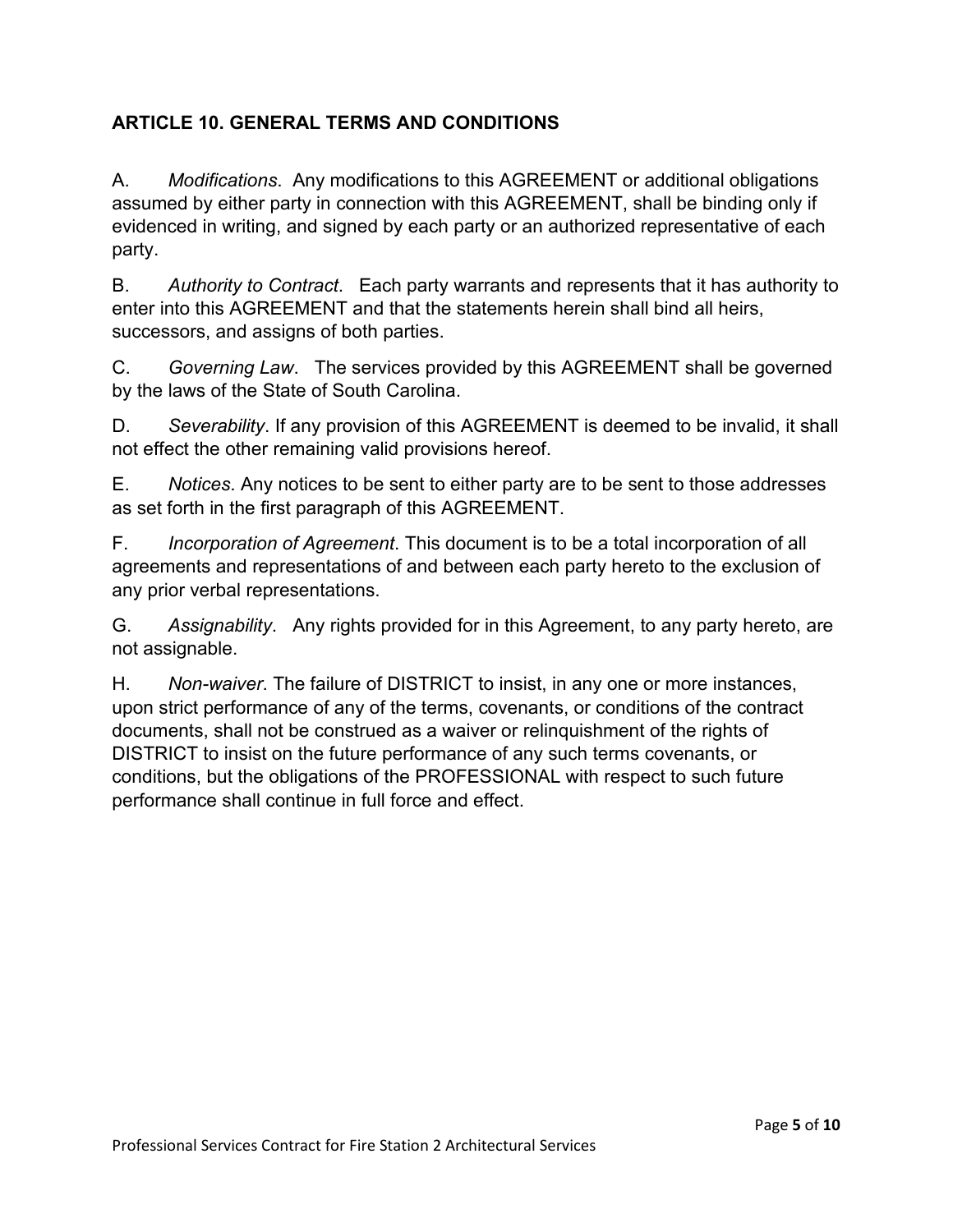## ARTICLE 10. GENERAL TERMS AND CONDITIONS

A. *Modifications*. Any modifications to this AGREEMENT or additional obligations assumed by either party in connection with this AGREEMENT, shall be binding only if evidenced in writing, and signed by each party or an authorized representative of each party.

B. *Authority to Contract*. Each party warrants and represents that it has authority to enter into this AGREEMENT and that the statements herein shall bind all heirs, successors, and assigns of both parties.

C. *Governing Law*. The services provided by this AGREEMENT shall be governed by the laws of the State of South Carolina.

D. *Severability*. If any provision of this AGREEMENT is deemed to be invalid, it shall not effect the other remaining valid provisions hereof.

E. *Notices*. Any notices to be sent to either party are to be sent to those addresses as set forth in the first paragraph of this AGREEMENT.

F. *Incorporation of Agreement*. This document is to be a total incorporation of all agreements and representations of and between each party hereto to the exclusion of any prior verbal representations.

G. *Assignability*. Any rights provided for in this Agreement, to any party hereto, are not assignable.

H. *Non-waiver*. The failure of DISTRICT to insist, in any one or more instances, upon strict performance of any of the terms, covenants, or conditions of the contract documents, shall not be construed as a waiver or relinquishment of the rights of DISTRICT to insist on the future performance of any such terms covenants, or conditions, but the obligations of the PROFESSIONAL with respect to such future performance shall continue in full force and effect.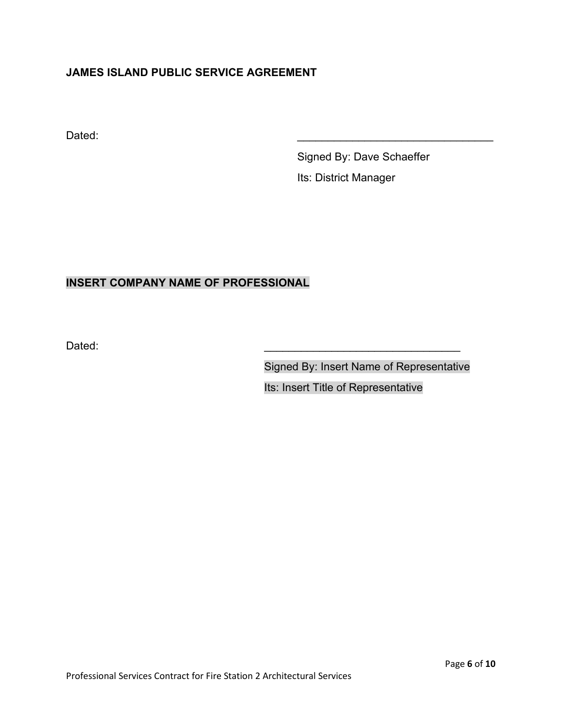**JAMES ISLAND PUBLIC SERVICE AGREEMENT**

Dated: ________________________________

Signed By: Dave Schaeffer

Its: District Manager

**INSERT COMPANY NAME OF PROFESSIONAL**

Dated: ________________________________

Signed By: Insert Name of Representative

Its: Insert Title of Representative

Professional Services Contract for Fire Station 2 Architectural Services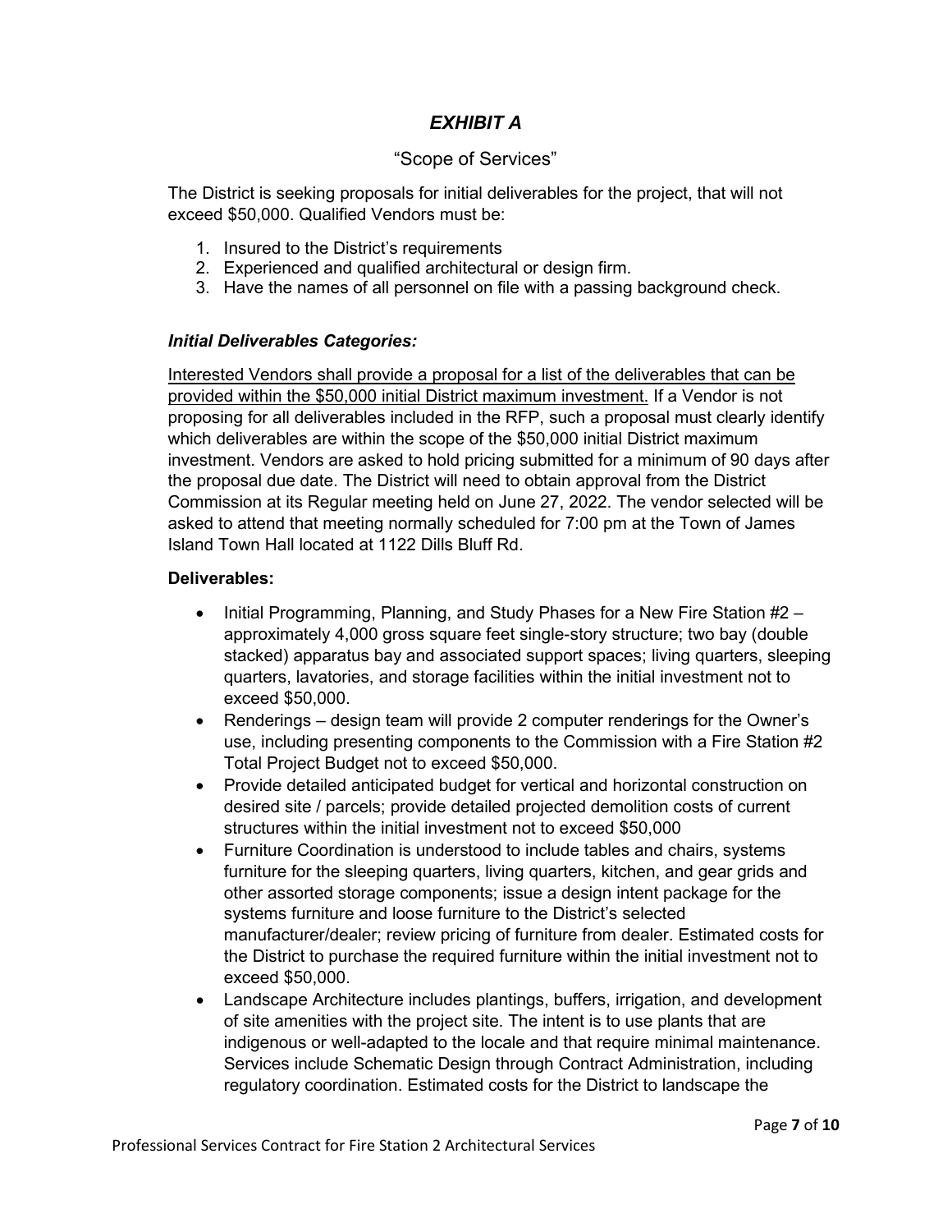# *EXHIBIT A*

"Scope of Services"

The District is seeking proposals for initial deliverables for the project, that will not exceed $50,000. Qualified Vendors must be:

1. Insured to the District's requirements
2. Experienced and qualified architectural or design firm.
3. Have the names of all personnel on file with a passing background check.

### ***Initial Deliverables Categories:***

<u>Interested Vendors shall provide a proposal for a list of the deliverables that can be provided within the $50,000 initial District maximum investment.</u> If a Vendor is not proposing for all deliverables included in the RFP, such a proposal must clearly identify which deliverables are within the scope of the $50,000 initial District maximum investment. Vendors are asked to hold pricing submitted for a minimum of 90 days after the proposal due date. The District will need to obtain approval from the District Commission at its Regular meeting held on June 27, 2022. The vendor selected will be asked to attend that meeting normally scheduled for 7:00 pm at the Town of James Island Town Hall located at 1122 Dills Bluff Rd.

**Deliverables:**

- Initial Programming, Planning, and Study Phases for a New Fire Station #2 – approximately 4,000 gross square feet single-story structure; two bay (double stacked) apparatus bay and associated support spaces; living quarters, sleeping quarters, lavatories, and storage facilities within the initial investment not to exceed $50,000.
- Renderings – design team will provide 2 computer renderings for the Owner's use, including presenting components to the Commission with a Fire Station #2 Total Project Budget not to exceed $50,000.
- Provide detailed anticipated budget for vertical and horizontal construction on desired site / parcels; provide detailed projected demolition costs of current structures within the initial investment not to exceed $50,000
- Furniture Coordination is understood to include tables and chairs, systems furniture for the sleeping quarters, living quarters, kitchen, and gear grids and other assorted storage components; issue a design intent package for the systems furniture and loose furniture to the District's selected manufacturer/dealer; review pricing of furniture from dealer. Estimated costs for the District to purchase the required furniture within the initial investment not to exceed $50,000.
- Landscape Architecture includes plantings, buffers, irrigation, and development of site amenities with the project site. The intent is to use plants that are indigenous or well-adapted to the locale and that require minimal maintenance. Services include Schematic Design through Contract Administration, including regulatory coordination. Estimated costs for the District to landscape the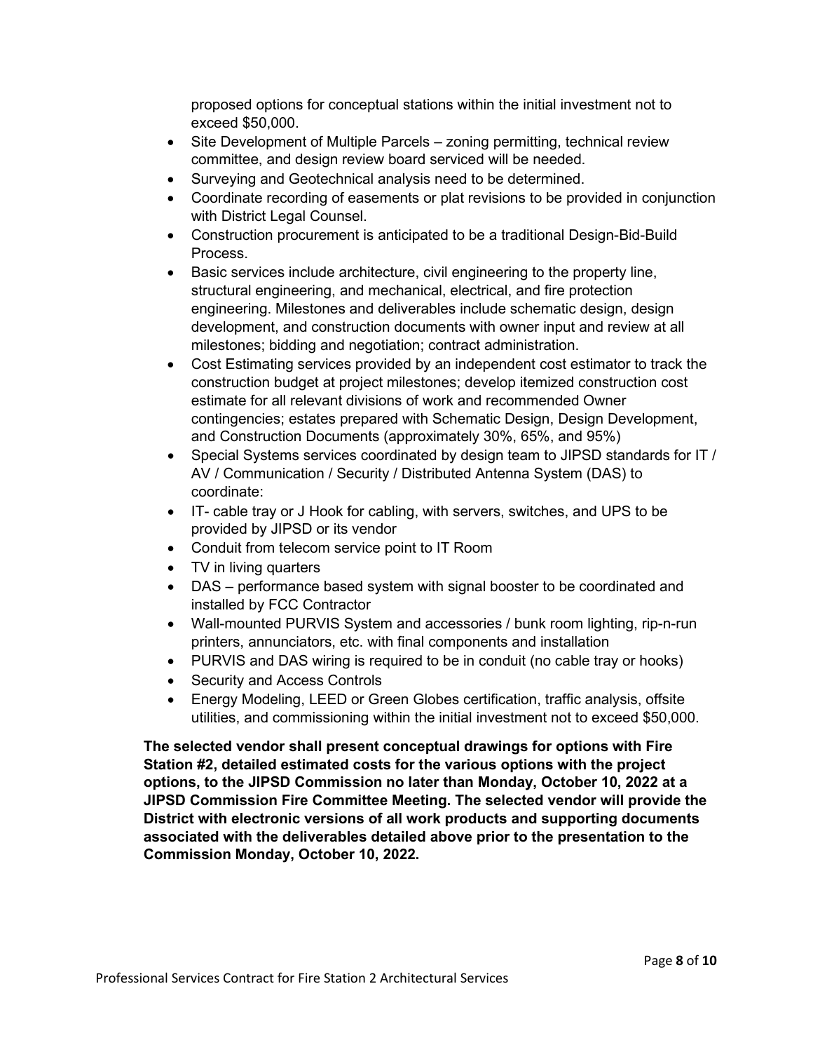proposed options for conceptual stations within the initial investment not to exceed $50,000.

- Site Development of Multiple Parcels – zoning permitting, technical review committee, and design review board serviced will be needed.
- Surveying and Geotechnical analysis need to be determined.
- Coordinate recording of easements or plat revisions to be provided in conjunction with District Legal Counsel.
- Construction procurement is anticipated to be a traditional Design-Bid-Build Process.
- Basic services include architecture, civil engineering to the property line, structural engineering, and mechanical, electrical, and fire protection engineering. Milestones and deliverables include schematic design, design development, and construction documents with owner input and review at all milestones; bidding and negotiation; contract administration.
- Cost Estimating services provided by an independent cost estimator to track the construction budget at project milestones; develop itemized construction cost estimate for all relevant divisions of work and recommended Owner contingencies; estates prepared with Schematic Design, Design Development, and Construction Documents (approximately 30%, 65%, and 95%)
- Special Systems services coordinated by design team to JIPSD standards for IT / AV / Communication / Security / Distributed Antenna System (DAS) to coordinate:
- IT- cable tray or J Hook for cabling, with servers, switches, and UPS to be provided by JIPSD or its vendor
- Conduit from telecom service point to IT Room
- TV in living quarters
- DAS – performance based system with signal booster to be coordinated and installed by FCC Contractor
- Wall-mounted PURVIS System and accessories / bunk room lighting, rip-n-run printers, annunciators, etc. with final components and installation
- PURVIS and DAS wiring is required to be in conduit (no cable tray or hooks)
- Security and Access Controls
- Energy Modeling, LEED or Green Globes certification, traffic analysis, offsite utilities, and commissioning within the initial investment not to exceed $50,000.

**The selected vendor shall present conceptual drawings for options with Fire Station #2, detailed estimated costs for the various options with the project options, to the JIPSD Commission no later than Monday, October 10, 2022 at a JIPSD Commission Fire Committee Meeting. The selected vendor will provide the District with electronic versions of all work products and supporting documents associated with the deliverables detailed above prior to the presentation to the Commission Monday, October 10, 2022.**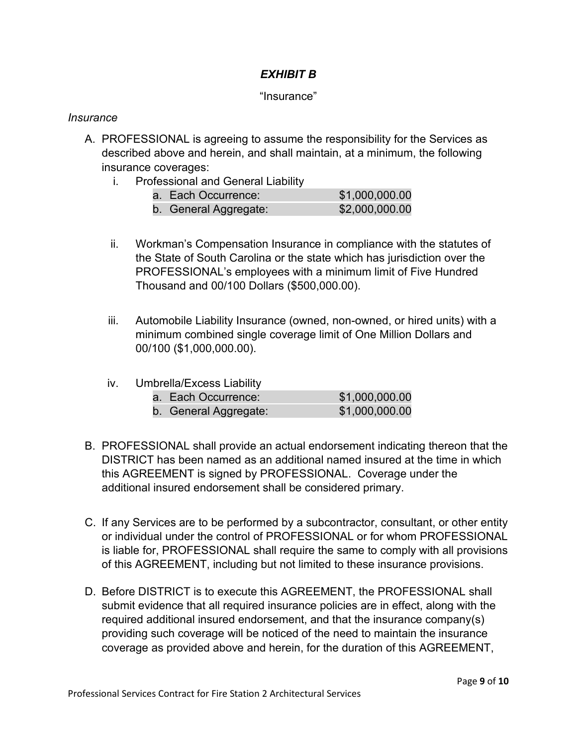## ***EXHIBIT B***

"Insurance"

*Insurance*

A. PROFESSIONAL is agreeing to assume the responsibility for the Services as described above and herein, and shall maintain, at a minimum, the following insurance coverages:

   i. Professional and General Liability

| | |
|---|---|
| a. Each Occurrence: | $1,000,000.00 |
| b. General Aggregate: | $2,000,000.00 |

   ii. Workman's Compensation Insurance in compliance with the statutes of the State of South Carolina or the state which has jurisdiction over the PROFESSIONAL's employees with a minimum limit of Five Hundred Thousand and 00/100 Dollars ($500,000.00).

   iii. Automobile Liability Insurance (owned, non-owned, or hired units) with a minimum combined single coverage limit of One Million Dollars and 00/100 ($1,000,000.00).

   iv. Umbrella/Excess Liability

| | |
|---|---|
| a. Each Occurrence: | $1,000,000.00 |
| b. General Aggregate: | $1,000,000.00 |

B. PROFESSIONAL shall provide an actual endorsement indicating thereon that the DISTRICT has been named as an additional named insured at the time in which this AGREEMENT is signed by PROFESSIONAL. Coverage under the additional insured endorsement shall be considered primary.

C. If any Services are to be performed by a subcontractor, consultant, or other entity or individual under the control of PROFESSIONAL or for whom PROFESSIONAL is liable for, PROFESSIONAL shall require the same to comply with all provisions of this AGREEMENT, including but not limited to these insurance provisions.

D. Before DISTRICT is to execute this AGREEMENT, the PROFESSIONAL shall submit evidence that all required insurance policies are in effect, along with the required additional insured endorsement, and that the insurance company(s) providing such coverage will be noticed of the need to maintain the insurance coverage as provided above and herein, for the duration of this AGREEMENT,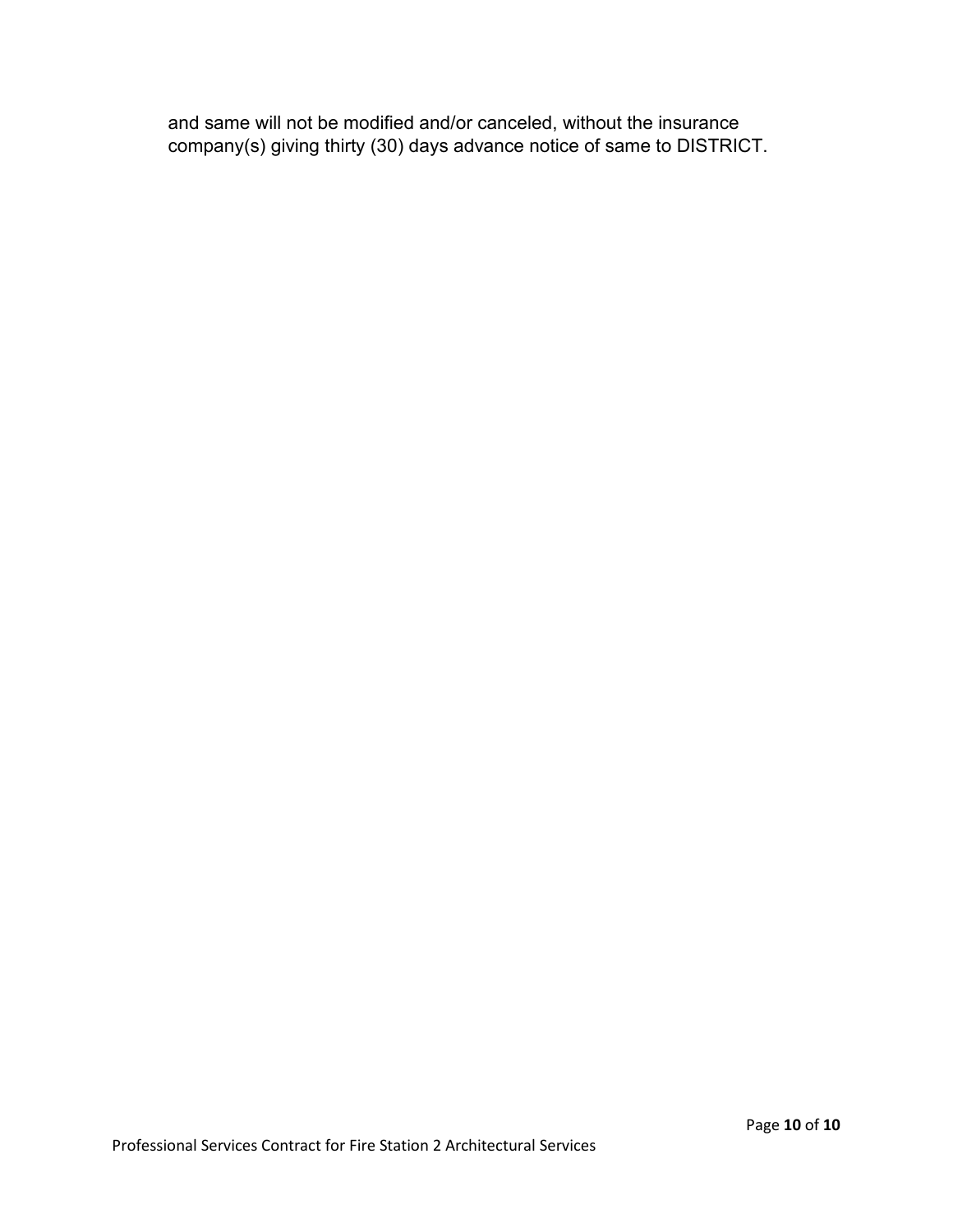and same will not be modified and/or canceled, without the insurance company(s) giving thirty (30) days advance notice of same to DISTRICT.